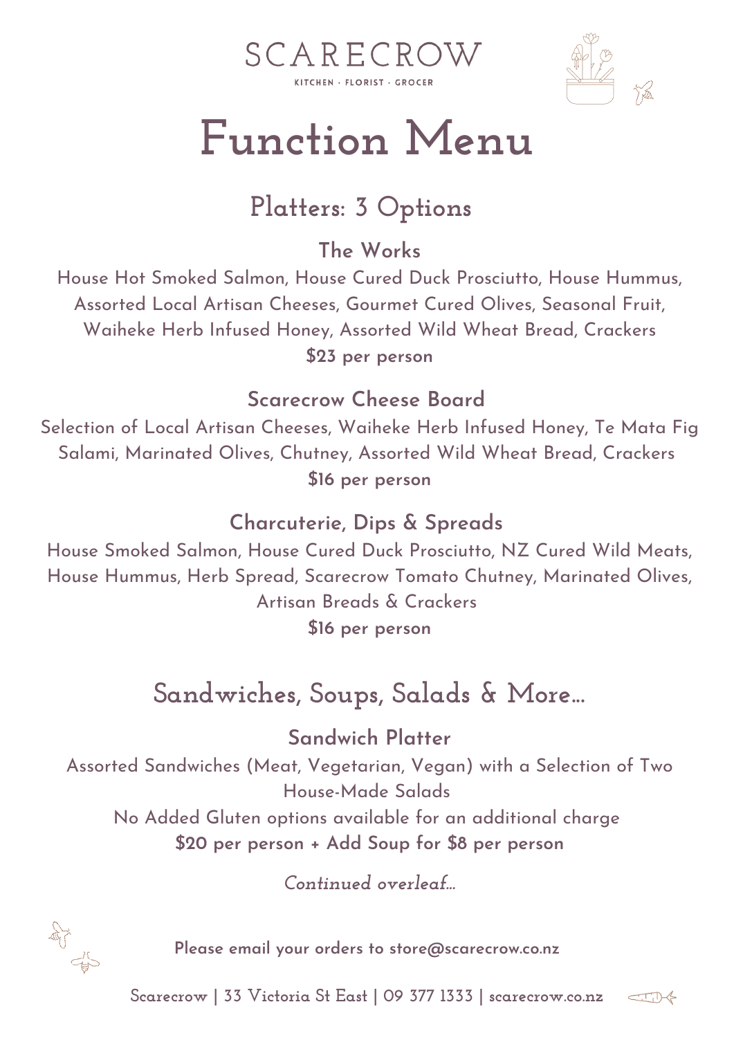SCARECROW

KITCHEN · FLORIST · GROCER

# Function Menu

## Platters: 3 Options

### The Works

House Hot Smoked Salmon, House Cured Duck Prosciutto, House Hummus, Assorted Local Artisan Cheeses, Gourmet Cured Olives, Seasonal Fruit, Waiheke Herb Infused Honey, Assorted Wild Wheat Bread, Crackers

**$23 per person**

### Scarecrow Cheese Board

Selection of Local Artisan Cheeses, Waiheke Herb Infused Honey, Te Mata Fig Salami, Marinated Olives, Chutney, Assorted Wild Wheat Bread, Crackers

**$16 per person**

### Charcuterie, Dips & Spreads

House Smoked Salmon, House Cured Duck Prosciutto, NZ Cured Wild Meats, House Hummus, Herb Spread, Scarecrow Tomato Chutney, Marinated Olives, Artisan Breads & Crackers

**$16 per person**

## Sandwiches, Soups, Salads & More...

### Sandwich Platter

Assorted Sandwiches (Meat, Vegetarian, Vegan) with a Selection of Two House-Made Salads

No Added Gluten options available for an additional charge

**$20 per person + Add Soup for $8 per person**

*Continued overleaf...*

**Please email your orders to store@scarecrow.co.nz**

Scarecrow | 33 Victoria St East | 09 377 1333 | scarecrow.co.nz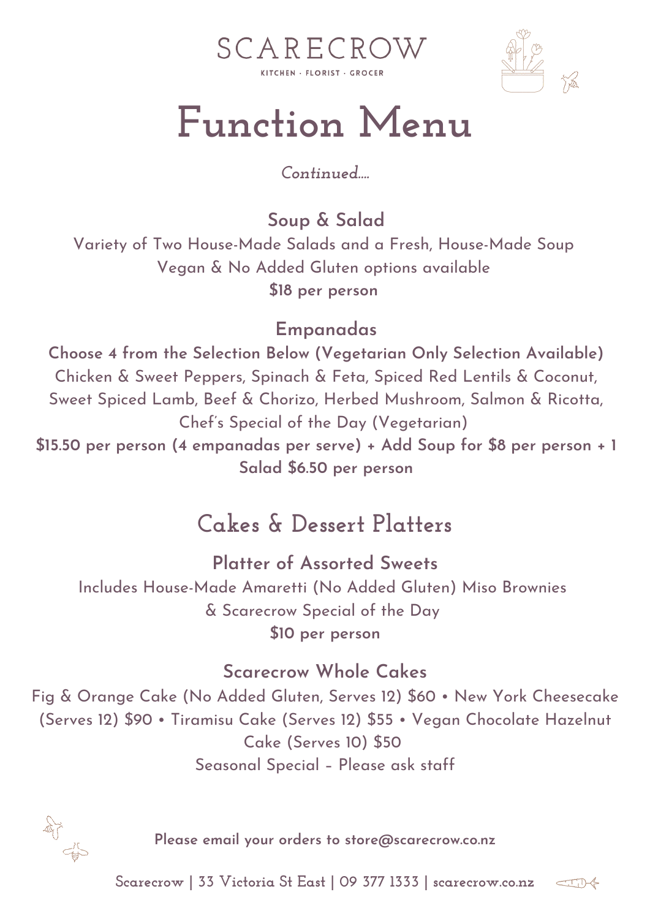SCARECROW

KITCHEN · FLORIST · GROCER

# Function Menu

*Continued....*

### Soup & Salad

Variety of Two House-Made Salads and a Fresh, House-Made Soup
Vegan & No Added Gluten options available
**$18 per person**

### Empanadas

**Choose 4 from the Selection Below (Vegetarian Only Selection Available)**
Chicken & Sweet Peppers, Spinach & Feta, Spiced Red Lentils & Coconut, Sweet Spiced Lamb, Beef & Chorizo, Herbed Mushroom, Salmon & Ricotta, Chef's Special of the Day (Vegetarian)
**$15.50 per person (4 empanadas per serve) + Add Soup for $8 per person + 1 Salad $6.50 per person**

## Cakes & Dessert Platters

### Platter of Assorted Sweets

Includes House-Made Amaretti (No Added Gluten) Miso Brownies & Scarecrow Special of the Day
**$10 per person**

### Scarecrow Whole Cakes

Fig & Orange Cake (No Added Gluten, Serves 12) $60 • New York Cheesecake (Serves 12) $90 • Tiramisu Cake (Serves 12) $55 • Vegan Chocolate Hazelnut Cake (Serves 10) $50
Seasonal Special – Please ask staff

**Please email your orders to store@scarecrow.co.nz**

Scarecrow | 33 Victoria St East | 09 377 1333 | scarecrow.co.nz